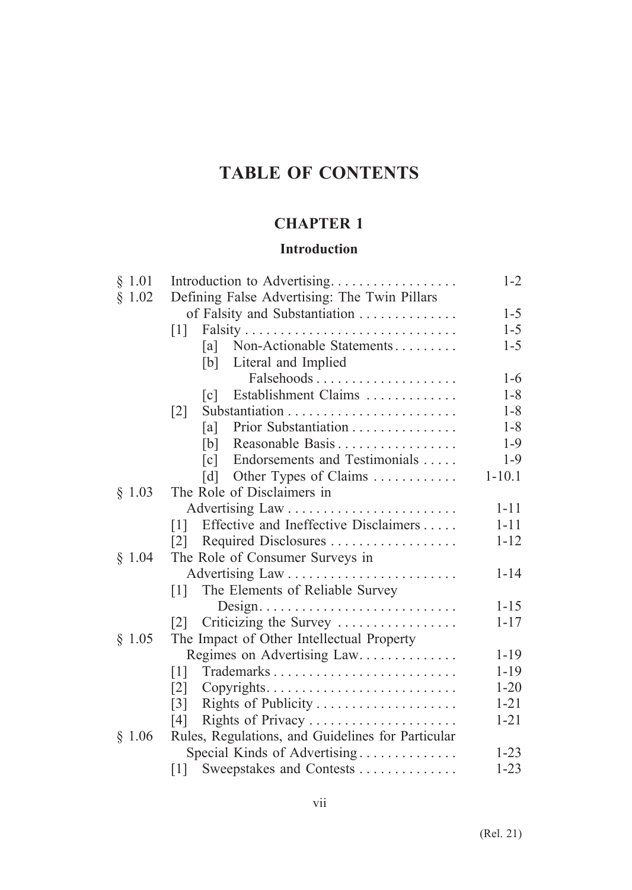# TABLE OF CONTENTS

## CHAPTER 1

### Introduction

| | | |
|---|---|---|
| § 1.01 | Introduction to Advertising | 1-2 |
| § 1.02 | Defining False Advertising: The Twin Pillars of Falsity and Substantiation | 1-5 |
| | [1] Falsity | 1-5 |
| | [a] Non-Actionable Statements | 1-5 |
| | [b] Literal and Implied Falsehoods | 1-6 |
| | [c] Establishment Claims | 1-8 |
| | [2] Substantiation | 1-8 |
| | [a] Prior Substantiation | 1-8 |
| | [b] Reasonable Basis | 1-9 |
| | [c] Endorsements and Testimonials | 1-9 |
| | [d] Other Types of Claims | 1-10.1 |
| § 1.03 | The Role of Disclaimers in Advertising Law | 1-11 |
| | [1] Effective and Ineffective Disclaimers | 1-11 |
| | [2] Required Disclosures | 1-12 |
| § 1.04 | The Role of Consumer Surveys in Advertising Law | 1-14 |
| | [1] The Elements of Reliable Survey Design | 1-15 |
| | [2] Criticizing the Survey | 1-17 |
| § 1.05 | The Impact of Other Intellectual Property Regimes on Advertising Law | 1-19 |
| | [1] Trademarks | 1-19 |
| | [2] Copyrights | 1-20 |
| | [3] Rights of Publicity | 1-21 |
| | [4] Rights of Privacy | 1-21 |
| § 1.06 | Rules, Regulations, and Guidelines for Particular Special Kinds of Advertising | 1-23 |
| | [1] Sweepstakes and Contests | 1-23 |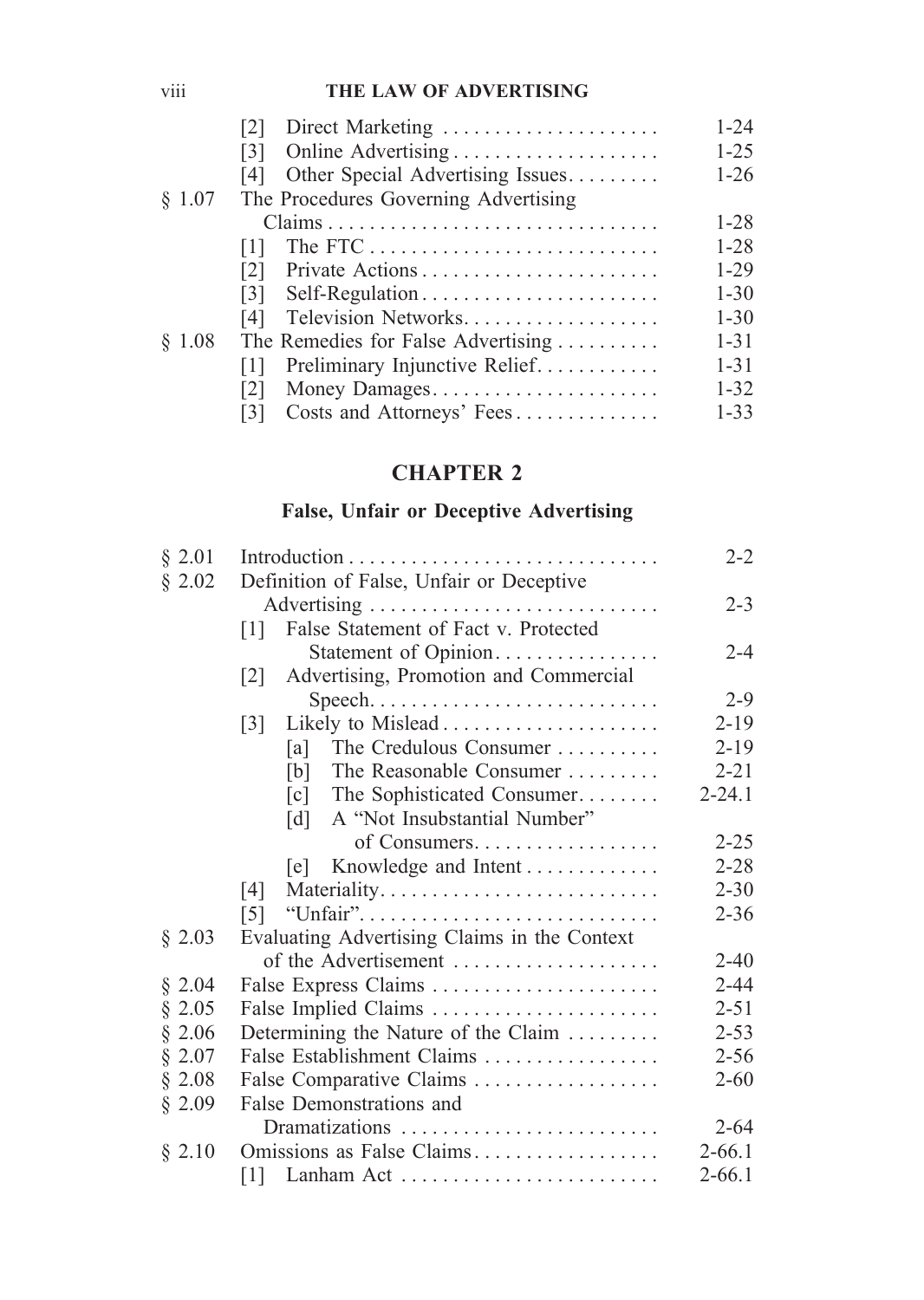| | | |
|---|---|---|
| | [2] Direct Marketing | 1-24 |
| | [3] Online Advertising | 1-25 |
| | [4] Other Special Advertising Issues | 1-26 |
| § 1.07 | The Procedures Governing Advertising Claims | 1-28 |
| | [1] The FTC | 1-28 |
| | [2] Private Actions | 1-29 |
| | [3] Self-Regulation | 1-30 |
| | [4] Television Networks | 1-30 |
| § 1.08 | The Remedies for False Advertising | 1-31 |
| | [1] Preliminary Injunctive Relief | 1-31 |
| | [2] Money Damages | 1-32 |
| | [3] Costs and Attorneys' Fees | 1-33 |

## CHAPTER 2

### False, Unfair or Deceptive Advertising

| | | |
|---|---|---|
| § 2.01 | Introduction | 2-2 |
| § 2.02 | Definition of False, Unfair or Deceptive Advertising | 2-3 |
| | [1] False Statement of Fact v. Protected Statement of Opinion | 2-4 |
| | [2] Advertising, Promotion and Commercial Speech | 2-9 |
| | [3] Likely to Mislead | 2-19 |
| | [a] The Credulous Consumer | 2-19 |
| | [b] The Reasonable Consumer | 2-21 |
| | [c] The Sophisticated Consumer | 2-24.1 |
| | [d] A "Not Insubstantial Number" of Consumers | 2-25 |
| | [e] Knowledge and Intent | 2-28 |
| | [4] Materiality | 2-30 |
| | [5] "Unfair" | 2-36 |
| § 2.03 | Evaluating Advertising Claims in the Context of the Advertisement | 2-40 |
| § 2.04 | False Express Claims | 2-44 |
| § 2.05 | False Implied Claims | 2-51 |
| § 2.06 | Determining the Nature of the Claim | 2-53 |
| § 2.07 | False Establishment Claims | 2-56 |
| § 2.08 | False Comparative Claims | 2-60 |
| § 2.09 | False Demonstrations and Dramatizations | 2-64 |
| § 2.10 | Omissions as False Claims | 2-66.1 |
| | [1] Lanham Act | 2-66.1 |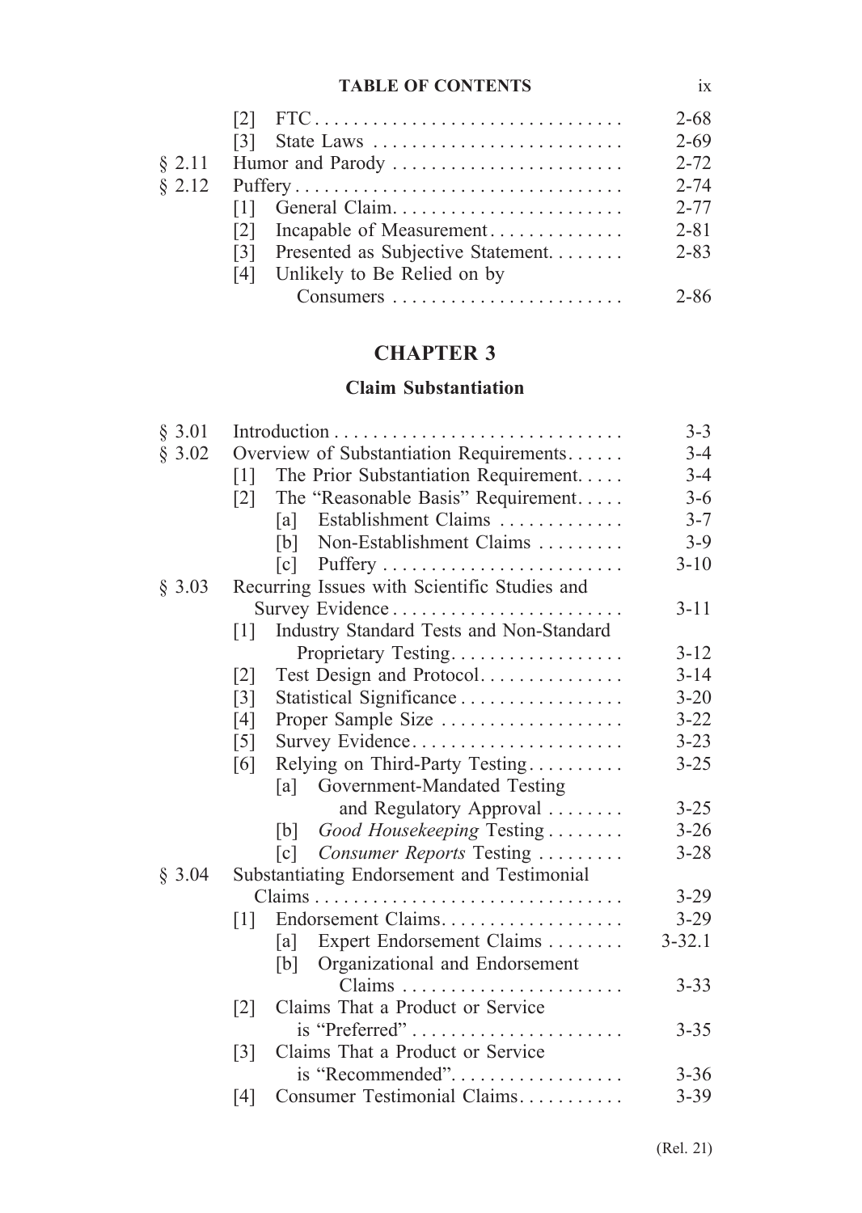| | | |
|---|---|---|
| | [2] FTC | 2-68 |
| | [3] State Laws | 2-69 |
| § 2.11 | Humor and Parody | 2-72 |
| § 2.12 | Puffery | 2-74 |
| | [1] General Claim | 2-77 |
| | [2] Incapable of Measurement | 2-81 |
| | [3] Presented as Subjective Statement | 2-83 |
| | [4] Unlikely to Be Relied on by Consumers | 2-86 |

## CHAPTER 3

### Claim Substantiation

| | | |
|---|---|---|
| § 3.01 | Introduction | 3-3 |
| § 3.02 | Overview of Substantiation Requirements | 3-4 |
| | [1] The Prior Substantiation Requirement | 3-4 |
| | [2] The "Reasonable Basis" Requirement | 3-6 |
| | [a] Establishment Claims | 3-7 |
| | [b] Non-Establishment Claims | 3-9 |
| | [c] Puffery | 3-10 |
| § 3.03 | Recurring Issues with Scientific Studies and Survey Evidence | 3-11 |
| | [1] Industry Standard Tests and Non-Standard Proprietary Testing | 3-12 |
| | [2] Test Design and Protocol | 3-14 |
| | [3] Statistical Significance | 3-20 |
| | [4] Proper Sample Size | 3-22 |
| | [5] Survey Evidence | 3-23 |
| | [6] Relying on Third-Party Testing | 3-25 |
| | [a] Government-Mandated Testing and Regulatory Approval | 3-25 |
| | [b] *Good Housekeeping* Testing | 3-26 |
| | [c] *Consumer Reports* Testing | 3-28 |
| § 3.04 | Substantiating Endorsement and Testimonial Claims | 3-29 |
| | [1] Endorsement Claims | 3-29 |
| | [a] Expert Endorsement Claims | 3-32.1 |
| | [b] Organizational and Endorsement Claims | 3-33 |
| | [2] Claims That a Product or Service is "Preferred" | 3-35 |
| | [3] Claims That a Product or Service is "Recommended" | 3-36 |
| | [4] Consumer Testimonial Claims | 3-39 |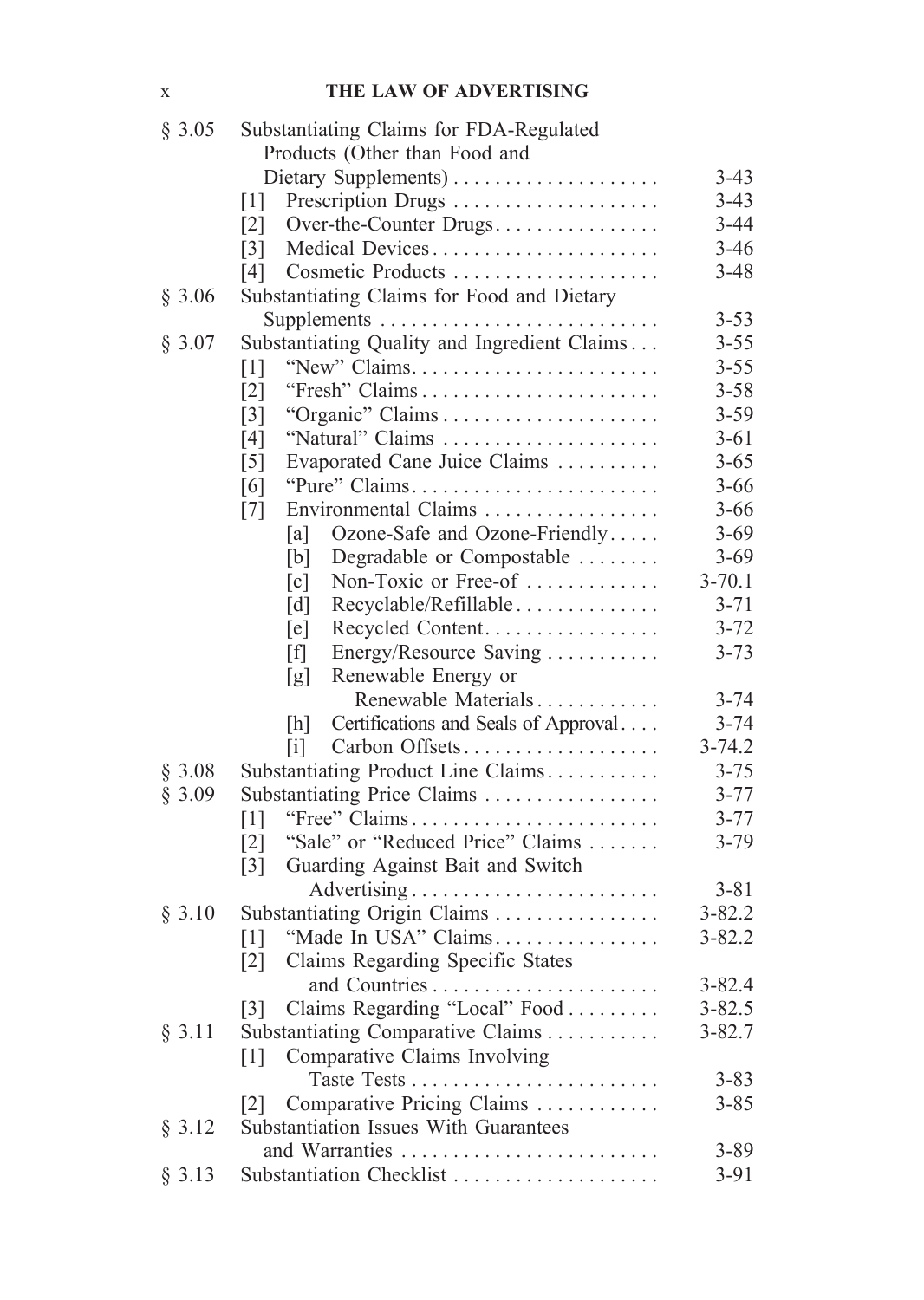| | | |
|---|---|---|
| § 3.05 | Substantiating Claims for FDA-Regulated Products (Other than Food and Dietary Supplements) | 3-43 |
| | [1] Prescription Drugs | 3-43 |
| | [2] Over-the-Counter Drugs | 3-44 |
| | [3] Medical Devices | 3-46 |
| | [4] Cosmetic Products | 3-48 |
| § 3.06 | Substantiating Claims for Food and Dietary Supplements | 3-53 |
| § 3.07 | Substantiating Quality and Ingredient Claims | 3-55 |
| | [1] "New" Claims | 3-55 |
| | [2] "Fresh" Claims | 3-58 |
| | [3] "Organic" Claims | 3-59 |
| | [4] "Natural" Claims | 3-61 |
| | [5] Evaporated Cane Juice Claims | 3-65 |
| | [6] "Pure" Claims | 3-66 |
| | [7] Environmental Claims | 3-66 |
| | [a] Ozone-Safe and Ozone-Friendly | 3-69 |
| | [b] Degradable or Compostable | 3-69 |
| | [c] Non-Toxic or Free-of | 3-70.1 |
| | [d] Recyclable/Refillable | 3-71 |
| | [e] Recycled Content | 3-72 |
| | [f] Energy/Resource Saving | 3-73 |
| | [g] Renewable Energy or Renewable Materials | 3-74 |
| | [h] Certifications and Seals of Approval | 3-74 |
| | [i] Carbon Offsets | 3-74.2 |
| § 3.08 | Substantiating Product Line Claims | 3-75 |
| § 3.09 | Substantiating Price Claims | 3-77 |
| | [1] "Free" Claims | 3-77 |
| | [2] "Sale" or "Reduced Price" Claims | 3-79 |
| | [3] Guarding Against Bait and Switch Advertising | 3-81 |
| § 3.10 | Substantiating Origin Claims | 3-82.2 |
| | [1] "Made In USA" Claims | 3-82.2 |
| | [2] Claims Regarding Specific States and Countries | 3-82.4 |
| | [3] Claims Regarding "Local" Food | 3-82.5 |
| § 3.11 | Substantiating Comparative Claims | 3-82.7 |
| | [1] Comparative Claims Involving Taste Tests | 3-83 |
| | [2] Comparative Pricing Claims | 3-85 |
| § 3.12 | Substantiation Issues With Guarantees and Warranties | 3-89 |
| § 3.13 | Substantiation Checklist | 3-91 |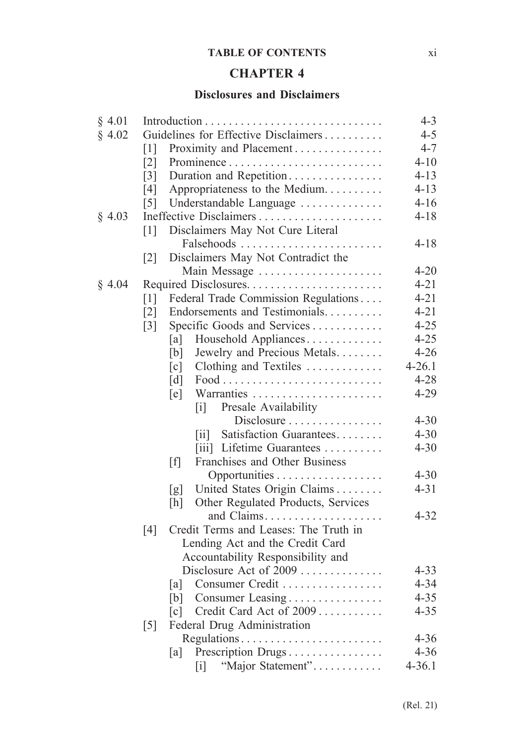# CHAPTER 4

## Disclosures and Disclaimers

| | | |
|---|---|---|
| § 4.01 | Introduction | 4-3 |
| § 4.02 | Guidelines for Effective Disclaimers | 4-5 |
| | [1] Proximity and Placement | 4-7 |
| | [2] Prominence | 4-10 |
| | [3] Duration and Repetition | 4-13 |
| | [4] Appropriateness to the Medium | 4-13 |
| | [5] Understandable Language | 4-16 |
| § 4.03 | Ineffective Disclaimers | 4-18 |
| | [1] Disclaimers May Not Cure Literal Falsehoods | 4-18 |
| | [2] Disclaimers May Not Contradict the Main Message | 4-20 |
| § 4.04 | Required Disclosures | 4-21 |
| | [1] Federal Trade Commission Regulations | 4-21 |
| | [2] Endorsements and Testimonials | 4-21 |
| | [3] Specific Goods and Services | 4-25 |
| | [a] Household Appliances | 4-25 |
| | [b] Jewelry and Precious Metals | 4-26 |
| | [c] Clothing and Textiles | 4-26.1 |
| | [d] Food | 4-28 |
| | [e] Warranties | 4-29 |
| | [i] Presale Availability Disclosure | 4-30 |
| | [ii] Satisfaction Guarantees | 4-30 |
| | [iii] Lifetime Guarantees | 4-30 |
| | [f] Franchises and Other Business Opportunities | 4-30 |
| | [g] United States Origin Claims | 4-31 |
| | [h] Other Regulated Products, Services and Claims | 4-32 |
| | [4] Credit Terms and Leases: The Truth in Lending Act and the Credit Card Accountability Responsibility and Disclosure Act of 2009 | 4-33 |
| | [a] Consumer Credit | 4-34 |
| | [b] Consumer Leasing | 4-35 |
| | [c] Credit Card Act of 2009 | 4-35 |
| | [5] Federal Drug Administration Regulations | 4-36 |
| | [a] Prescription Drugs | 4-36 |
| | [i] "Major Statement" | 4-36.1 |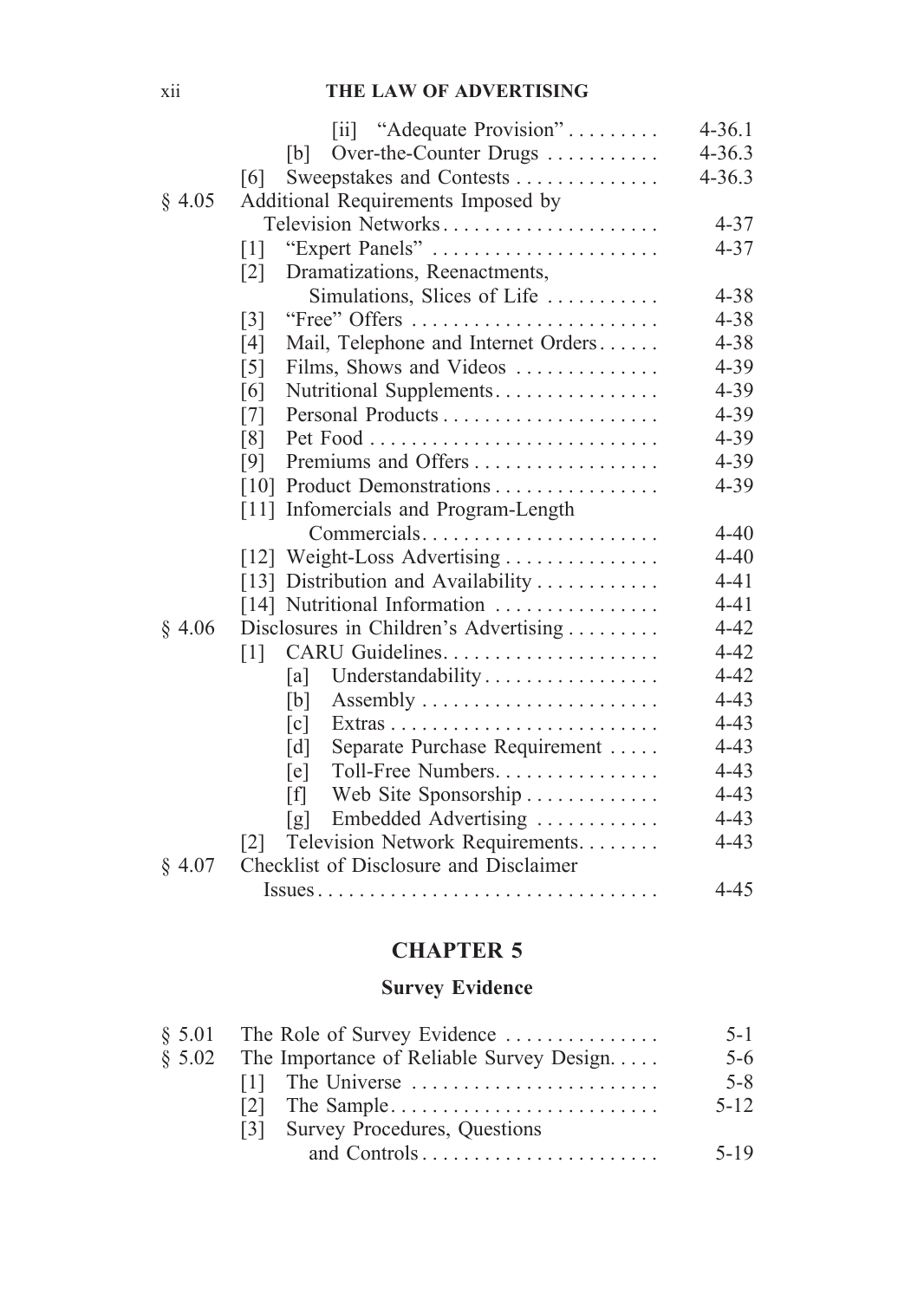| | | |
|---|---|---|
| | [ii] "Adequate Provision" | 4-36.1 |
| | [b] Over-the-Counter Drugs | 4-36.3 |
| | [6] Sweepstakes and Contests | 4-36.3 |
| § 4.05 | Additional Requirements Imposed by Television Networks | 4-37 |
| | [1] "Expert Panels" | 4-37 |
| | [2] Dramatizations, Reenactments, Simulations, Slices of Life | 4-38 |
| | [3] "Free" Offers | 4-38 |
| | [4] Mail, Telephone and Internet Orders | 4-38 |
| | [5] Films, Shows and Videos | 4-39 |
| | [6] Nutritional Supplements | 4-39 |
| | [7] Personal Products | 4-39 |
| | [8] Pet Food | 4-39 |
| | [9] Premiums and Offers | 4-39 |
| | [10] Product Demonstrations | 4-39 |
| | [11] Infomercials and Program-Length Commercials | 4-40 |
| | [12] Weight-Loss Advertising | 4-40 |
| | [13] Distribution and Availability | 4-41 |
| | [14] Nutritional Information | 4-41 |
| § 4.06 | Disclosures in Children's Advertising | 4-42 |
| | [1] CARU Guidelines | 4-42 |
| | [a] Understandability | 4-42 |
| | [b] Assembly | 4-43 |
| | [c] Extras | 4-43 |
| | [d] Separate Purchase Requirement | 4-43 |
| | [e] Toll-Free Numbers | 4-43 |
| | [f] Web Site Sponsorship | 4-43 |
| | [g] Embedded Advertising | 4-43 |
| | [2] Television Network Requirements | 4-43 |
| § 4.07 | Checklist of Disclosure and Disclaimer Issues | 4-45 |

## CHAPTER 5

### Survey Evidence

| | | |
|---|---|---|
| § 5.01 | The Role of Survey Evidence | 5-1 |
| § 5.02 | The Importance of Reliable Survey Design | 5-6 |
| | [1] The Universe | 5-8 |
| | [2] The Sample | 5-12 |
| | [3] Survey Procedures, Questions and Controls | 5-19 |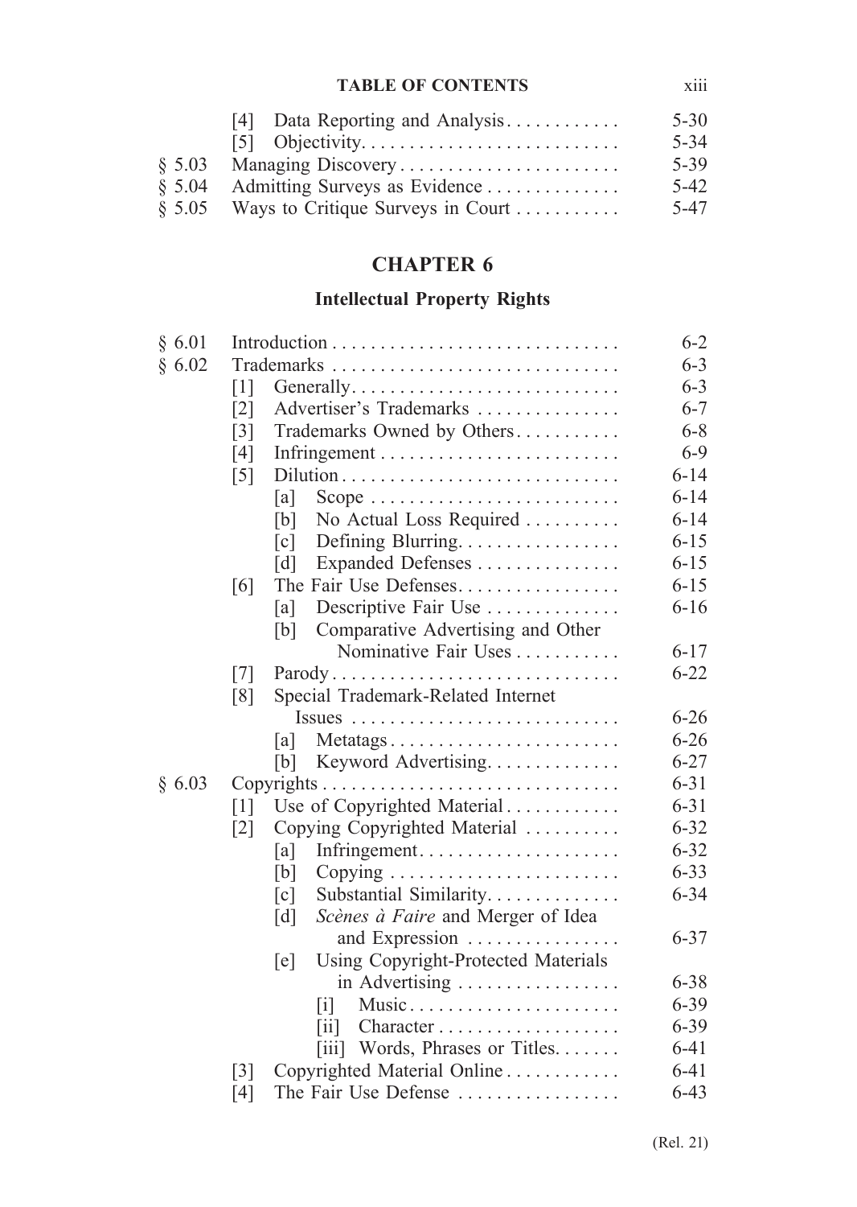| | | |
|---|---|---|
| | [4] Data Reporting and Analysis | 5-30 |
| | [5] Objectivity | 5-34 |
| § 5.03 | Managing Discovery | 5-39 |
| § 5.04 | Admitting Surveys as Evidence | 5-42 |
| § 5.05 | Ways to Critique Surveys in Court | 5-47 |

# CHAPTER 6

## Intellectual Property Rights

| | | |
|---|---|---|
| § 6.01 | Introduction | 6-2 |
| § 6.02 | Trademarks | 6-3 |
| | [1] Generally | 6-3 |
| | [2] Advertiser's Trademarks | 6-7 |
| | [3] Trademarks Owned by Others | 6-8 |
| | [4] Infringement | 6-9 |
| | [5] Dilution | 6-14 |
| | [a] Scope | 6-14 |
| | [b] No Actual Loss Required | 6-14 |
| | [c] Defining Blurring | 6-15 |
| | [d] Expanded Defenses | 6-15 |
| | [6] The Fair Use Defenses | 6-15 |
| | [a] Descriptive Fair Use | 6-16 |
| | [b] Comparative Advertising and Other Nominative Fair Uses | 6-17 |
| | [7] Parody | 6-22 |
| | [8] Special Trademark-Related Internet Issues | 6-26 |
| | [a] Metatags | 6-26 |
| | [b] Keyword Advertising | 6-27 |
| § 6.03 | Copyrights | 6-31 |
| | [1] Use of Copyrighted Material | 6-31 |
| | [2] Copying Copyrighted Material | 6-32 |
| | [a] Infringement | 6-32 |
| | [b] Copying | 6-33 |
| | [c] Substantial Similarity | 6-34 |
| | [d] *Scènes à Faire* and Merger of Idea and Expression | 6-37 |
| | [e] Using Copyright-Protected Materials in Advertising | 6-38 |
| | [i] Music | 6-39 |
| | [ii] Character | 6-39 |
| | [iii] Words, Phrases or Titles | 6-41 |
| | [3] Copyrighted Material Online | 6-41 |
| | [4] The Fair Use Defense | 6-43 |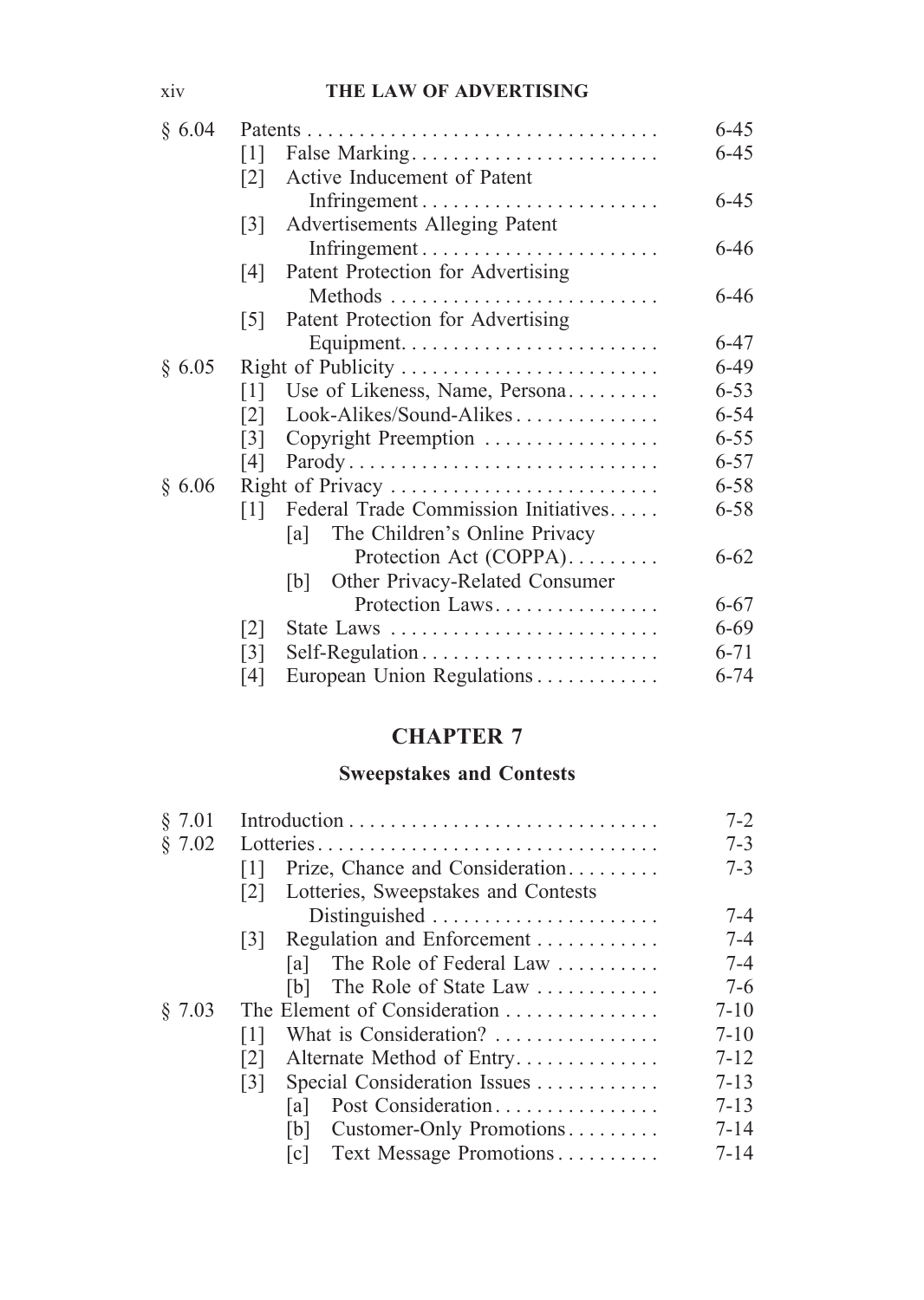| | | |
|---|---|---|
| § 6.04 | Patents | 6-45 |
| | [1] False Marking | 6-45 |
| | [2] Active Inducement of Patent Infringement | 6-45 |
| | [3] Advertisements Alleging Patent Infringement | 6-46 |
| | [4] Patent Protection for Advertising Methods | 6-46 |
| | [5] Patent Protection for Advertising Equipment | 6-47 |
| § 6.05 | Right of Publicity | 6-49 |
| | [1] Use of Likeness, Name, Persona | 6-53 |
| | [2] Look-Alikes/Sound-Alikes | 6-54 |
| | [3] Copyright Preemption | 6-55 |
| | [4] Parody | 6-57 |
| § 6.06 | Right of Privacy | 6-58 |
| | [1] Federal Trade Commission Initiatives | 6-58 |
| | [a] The Children's Online Privacy Protection Act (COPPA) | 6-62 |
| | [b] Other Privacy-Related Consumer Protection Laws | 6-67 |
| | [2] State Laws | 6-69 |
| | [3] Self-Regulation | 6-71 |
| | [4] European Union Regulations | 6-74 |

## CHAPTER 7

### Sweepstakes and Contests

| | | |
|---|---|---|
| § 7.01 | Introduction | 7-2 |
| § 7.02 | Lotteries | 7-3 |
| | [1] Prize, Chance and Consideration | 7-3 |
| | [2] Lotteries, Sweepstakes and Contests Distinguished | 7-4 |
| | [3] Regulation and Enforcement | 7-4 |
| | [a] The Role of Federal Law | 7-4 |
| | [b] The Role of State Law | 7-6 |
| § 7.03 | The Element of Consideration | 7-10 |
| | [1] What is Consideration? | 7-10 |
| | [2] Alternate Method of Entry | 7-12 |
| | [3] Special Consideration Issues | 7-13 |
| | [a] Post Consideration | 7-13 |
| | [b] Customer-Only Promotions | 7-14 |
| | [c] Text Message Promotions | 7-14 |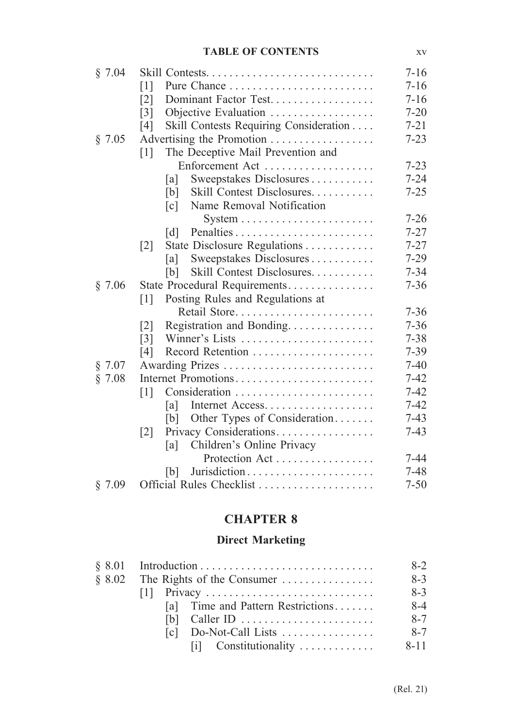| | | |
|---|---|---|
| § 7.04 | Skill Contests | 7-16 |
| | [1] Pure Chance | 7-16 |
| | [2] Dominant Factor Test | 7-16 |
| | [3] Objective Evaluation | 7-20 |
| | [4] Skill Contests Requiring Consideration | 7-21 |
| § 7.05 | Advertising the Promotion | 7-23 |
| | [1] The Deceptive Mail Prevention and Enforcement Act | 7-23 |
| | [a] Sweepstakes Disclosures | 7-24 |
| | [b] Skill Contest Disclosures | 7-25 |
| | [c] Name Removal Notification System | 7-26 |
| | [d] Penalties | 7-27 |
| | [2] State Disclosure Regulations | 7-27 |
| | [a] Sweepstakes Disclosures | 7-29 |
| | [b] Skill Contest Disclosures | 7-34 |
| § 7.06 | State Procedural Requirements | 7-36 |
| | [1] Posting Rules and Regulations at Retail Store | 7-36 |
| | [2] Registration and Bonding | 7-36 |
| | [3] Winner's Lists | 7-38 |
| | [4] Record Retention | 7-39 |
| § 7.07 | Awarding Prizes | 7-40 |
| § 7.08 | Internet Promotions | 7-42 |
| | [1] Consideration | 7-42 |
| | [a] Internet Access | 7-42 |
| | [b] Other Types of Consideration | 7-43 |
| | [2] Privacy Considerations | 7-43 |
| | [a] Children's Online Privacy Protection Act | 7-44 |
| | [b] Jurisdiction | 7-48 |
| § 7.09 | Official Rules Checklist | 7-50 |

# CHAPTER 8

## Direct Marketing

| | | |
|---|---|---|
| § 8.01 | Introduction | 8-2 |
| § 8.02 | The Rights of the Consumer | 8-3 |
| | [1] Privacy | 8-3 |
| | [a] Time and Pattern Restrictions | 8-4 |
| | [b] Caller ID | 8-7 |
| | [c] Do-Not-Call Lists | 8-7 |
| | [i] Constitutionality | 8-11 |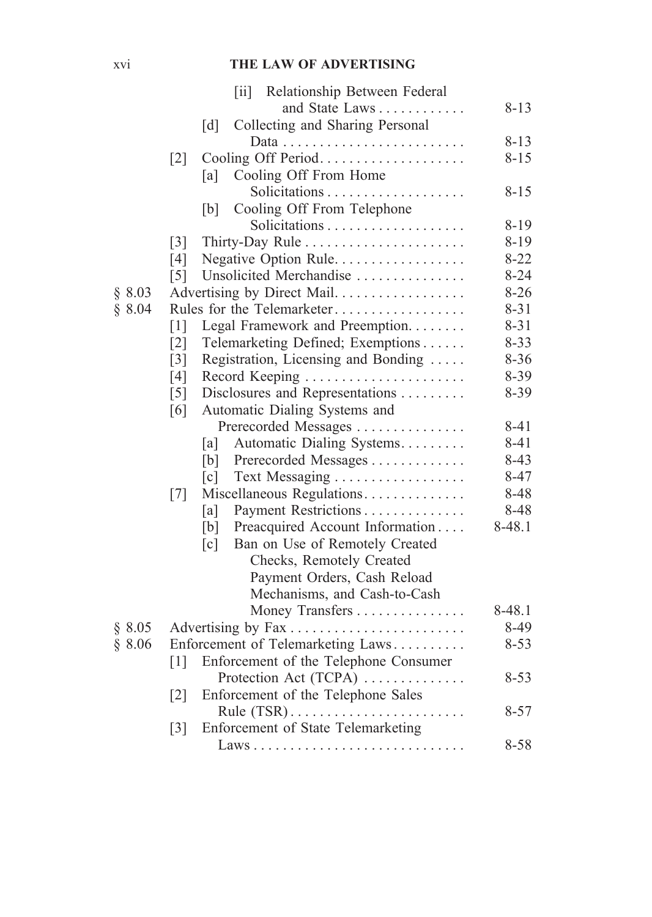| | | |
|---|---|---|
| | [ii] Relationship Between Federal and State Laws | 8-13 |
| | [d] Collecting and Sharing Personal Data | 8-13 |
| | [2] Cooling Off Period | 8-15 |
| | [a] Cooling Off From Home Solicitations | 8-15 |
| | [b] Cooling Off From Telephone Solicitations | 8-19 |
| | [3] Thirty-Day Rule | 8-19 |
| | [4] Negative Option Rule | 8-22 |
| | [5] Unsolicited Merchandise | 8-24 |
| § 8.03 | Advertising by Direct Mail | 8-26 |
| § 8.04 | Rules for the Telemarketer | 8-31 |
| | [1] Legal Framework and Preemption | 8-31 |
| | [2] Telemarketing Defined; Exemptions | 8-33 |
| | [3] Registration, Licensing and Bonding | 8-36 |
| | [4] Record Keeping | 8-39 |
| | [5] Disclosures and Representations | 8-39 |
| | [6] Automatic Dialing Systems and Prerecorded Messages | 8-41 |
| | [a] Automatic Dialing Systems | 8-41 |
| | [b] Prerecorded Messages | 8-43 |
| | [c] Text Messaging | 8-47 |
| | [7] Miscellaneous Regulations | 8-48 |
| | [a] Payment Restrictions | 8-48 |
| | [b] Preacquired Account Information | 8-48.1 |
| | [c] Ban on Use of Remotely Created Checks, Remotely Created Payment Orders, Cash Reload Mechanisms, and Cash-to-Cash Money Transfers | 8-48.1 |
| § 8.05 | Advertising by Fax | 8-49 |
| § 8.06 | Enforcement of Telemarketing Laws | 8-53 |
| | [1] Enforcement of the Telephone Consumer Protection Act (TCPA) | 8-53 |
| | [2] Enforcement of the Telephone Sales Rule (TSR) | 8-57 |
| | [3] Enforcement of State Telemarketing Laws | 8-58 |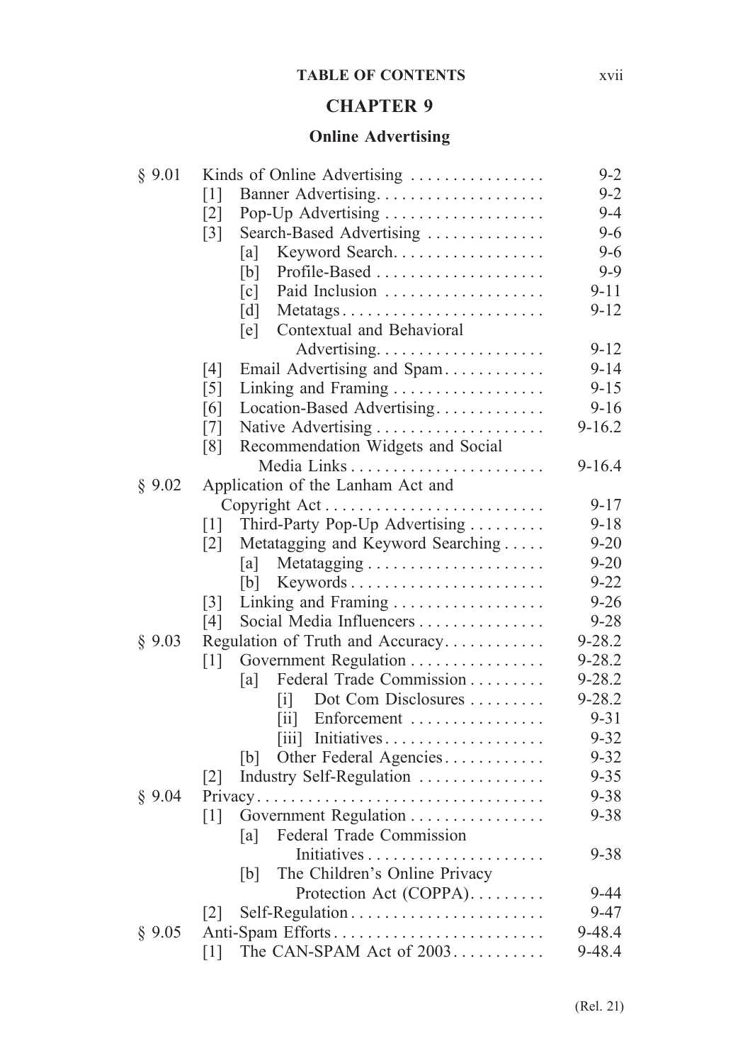## CHAPTER 9

### Online Advertising

| | | |
|---|---|---|
| § 9.01 | Kinds of Online Advertising | 9-2 |
| | [1] Banner Advertising | 9-2 |
| | [2] Pop-Up Advertising | 9-4 |
| | [3] Search-Based Advertising | 9-6 |
| | [a] Keyword Search | 9-6 |
| | [b] Profile-Based | 9-9 |
| | [c] Paid Inclusion | 9-11 |
| | [d] Metatags | 9-12 |
| | [e] Contextual and Behavioral Advertising | 9-12 |
| | [4] Email Advertising and Spam | 9-14 |
| | [5] Linking and Framing | 9-15 |
| | [6] Location-Based Advertising | 9-16 |
| | [7] Native Advertising | 9-16.2 |
| | [8] Recommendation Widgets and Social Media Links | 9-16.4 |
| § 9.02 | Application of the Lanham Act and Copyright Act | 9-17 |
| | [1] Third-Party Pop-Up Advertising | 9-18 |
| | [2] Metatagging and Keyword Searching | 9-20 |
| | [a] Metatagging | 9-20 |
| | [b] Keywords | 9-22 |
| | [3] Linking and Framing | 9-26 |
| | [4] Social Media Influencers | 9-28 |
| § 9.03 | Regulation of Truth and Accuracy | 9-28.2 |
| | [1] Government Regulation | 9-28.2 |
| | [a] Federal Trade Commission | 9-28.2 |
| | [i] Dot Com Disclosures | 9-28.2 |
| | [ii] Enforcement | 9-31 |
| | [iii] Initiatives | 9-32 |
| | [b] Other Federal Agencies | 9-32 |
| | [2] Industry Self-Regulation | 9-35 |
| § 9.04 | Privacy | 9-38 |
| | [1] Government Regulation | 9-38 |
| | [a] Federal Trade Commission Initiatives | 9-38 |
| | [b] The Children's Online Privacy Protection Act (COPPA) | 9-44 |
| | [2] Self-Regulation | 9-47 |
| § 9.05 | Anti-Spam Efforts | 9-48.4 |
| | [1] The CAN-SPAM Act of 2003 | 9-48.4 |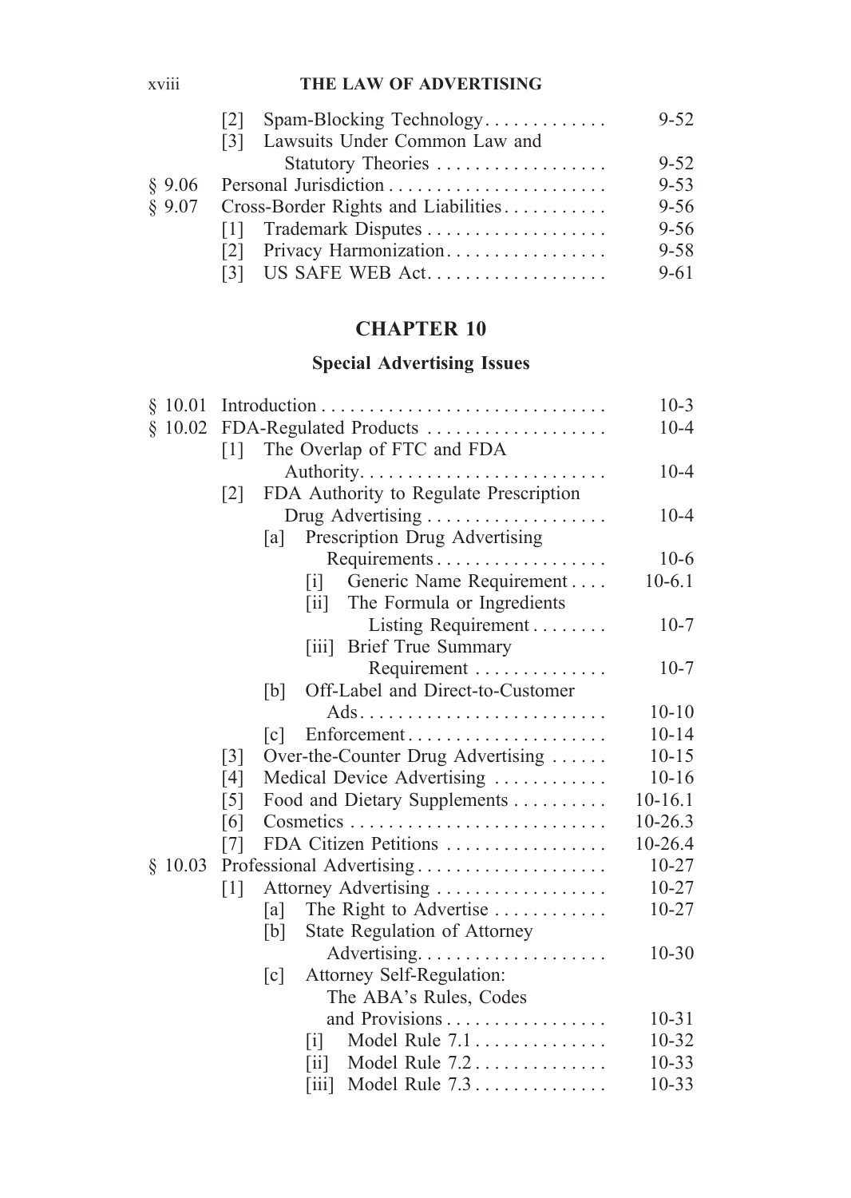| | | |
|---|---|---|
| | [2] Spam-Blocking Technology | 9-52 |
| | [3] Lawsuits Under Common Law and Statutory Theories | 9-52 |
| § 9.06 | Personal Jurisdiction | 9-53 |
| § 9.07 | Cross-Border Rights and Liabilities | 9-56 |
| | [1] Trademark Disputes | 9-56 |
| | [2] Privacy Harmonization | 9-58 |
| | [3] US SAFE WEB Act | 9-61 |

## CHAPTER 10

### Special Advertising Issues

| | | |
|---|---|---|
| § 10.01 | Introduction | 10-3 |
| § 10.02 | FDA-Regulated Products | 10-4 |
| | [1] The Overlap of FTC and FDA Authority | 10-4 |
| | [2] FDA Authority to Regulate Prescription Drug Advertising | 10-4 |
| | [a] Prescription Drug Advertising Requirements | 10-6 |
| | [i] Generic Name Requirement | 10-6.1 |
| | [ii] The Formula or Ingredients Listing Requirement | 10-7 |
| | [iii] Brief True Summary Requirement | 10-7 |
| | [b] Off-Label and Direct-to-Customer Ads | 10-10 |
| | [c] Enforcement | 10-14 |
| | [3] Over-the-Counter Drug Advertising | 10-15 |
| | [4] Medical Device Advertising | 10-16 |
| | [5] Food and Dietary Supplements | 10-16.1 |
| | [6] Cosmetics | 10-26.3 |
| | [7] FDA Citizen Petitions | 10-26.4 |
| § 10.03 | Professional Advertising | 10-27 |
| | [1] Attorney Advertising | 10-27 |
| | [a] The Right to Advertise | 10-27 |
| | [b] State Regulation of Attorney Advertising | 10-30 |
| | [c] Attorney Self-Regulation: The ABA's Rules, Codes and Provisions | 10-31 |
| | [i] Model Rule 7.1 | 10-32 |
| | [ii] Model Rule 7.2 | 10-33 |
| | [iii] Model Rule 7.3 | 10-33 |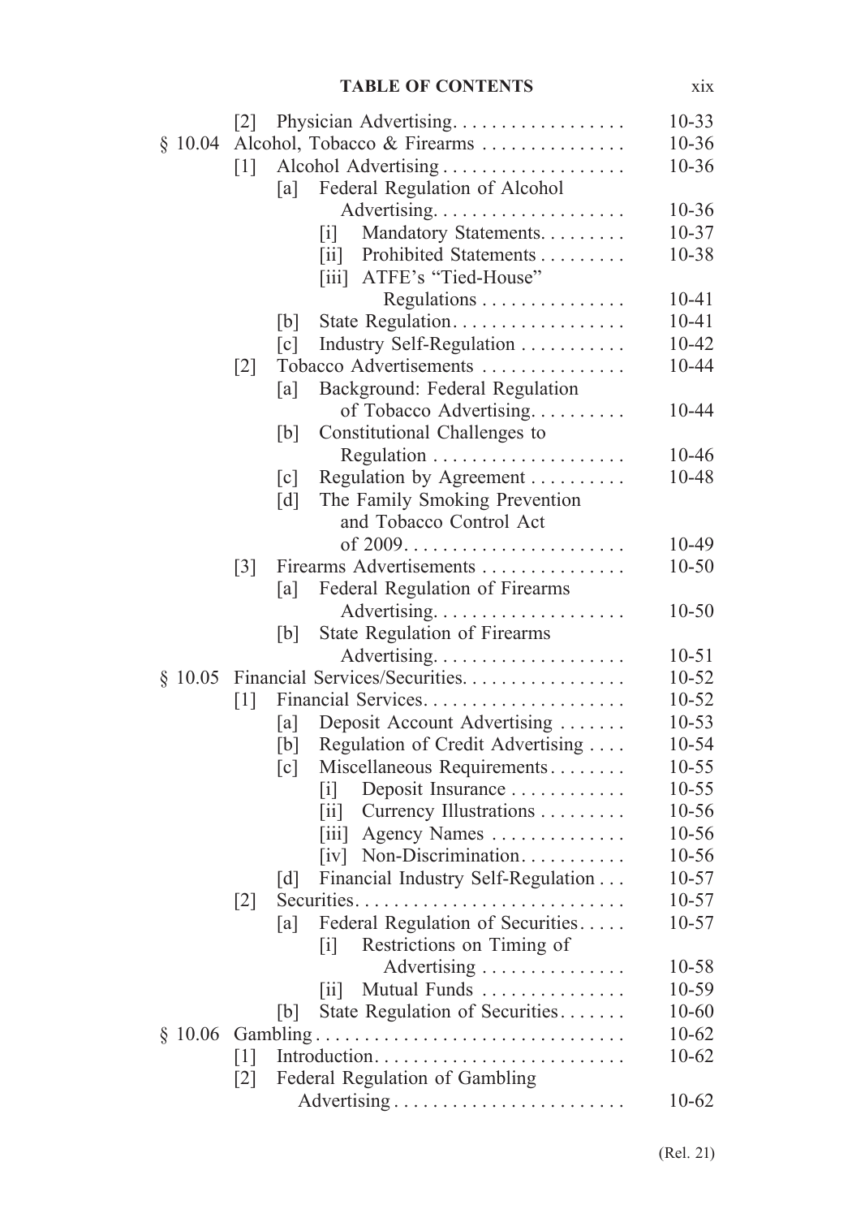## TABLE OF CONTENTS

| | | | | | Page |
|---|---|---|---|---|---|
| | [2] | Physician Advertising | | | 10-33 |
| § 10.04 | Alcohol, Tobacco & Firearms | | | | 10-36 |
| | [1] | Alcohol Advertising | | | 10-36 |
| | | [a] | Federal Regulation of Alcohol Advertising | | 10-36 |
| | | | [i] | Mandatory Statements | 10-37 |
| | | | [ii] | Prohibited Statements | 10-38 |
| | | | [iii] | ATFE's "Tied-House" Regulations | 10-41 |
| | | [b] | State Regulation | | 10-41 |
| | | [c] | Industry Self-Regulation | | 10-42 |
| | [2] | Tobacco Advertisements | | | 10-44 |
| | | [a] | Background: Federal Regulation of Tobacco Advertising | | 10-44 |
| | | [b] | Constitutional Challenges to Regulation | | 10-46 |
| | | [c] | Regulation by Agreement | | 10-48 |
| | | [d] | The Family Smoking Prevention and Tobacco Control Act of 2009 | | 10-49 |
| | [3] | Firearms Advertisements | | | 10-50 |
| | | [a] | Federal Regulation of Firearms Advertising | | 10-50 |
| | | [b] | State Regulation of Firearms Advertising | | 10-51 |
| § 10.05 | Financial Services/Securities | | | | 10-52 |
| | [1] | Financial Services | | | 10-52 |
| | | [a] | Deposit Account Advertising | | 10-53 |
| | | [b] | Regulation of Credit Advertising | | 10-54 |
| | | [c] | Miscellaneous Requirements | | 10-55 |
| | | | [i] | Deposit Insurance | 10-55 |
| | | | [ii] | Currency Illustrations | 10-56 |
| | | | [iii] | Agency Names | 10-56 |
| | | | [iv] | Non-Discrimination | 10-56 |
| | | [d] | Financial Industry Self-Regulation | | 10-57 |
| | [2] | Securities | | | 10-57 |
| | | [a] | Federal Regulation of Securities | | 10-57 |
| | | | [i] | Restrictions on Timing of Advertising | 10-58 |
| | | | [ii] | Mutual Funds | 10-59 |
| | | [b] | State Regulation of Securities | | 10-60 |
| § 10.06 | Gambling | | | | 10-62 |
| | [1] | Introduction | | | 10-62 |
| | [2] | Federal Regulation of Gambling Advertising | | | 10-62 |

(Rel. 21)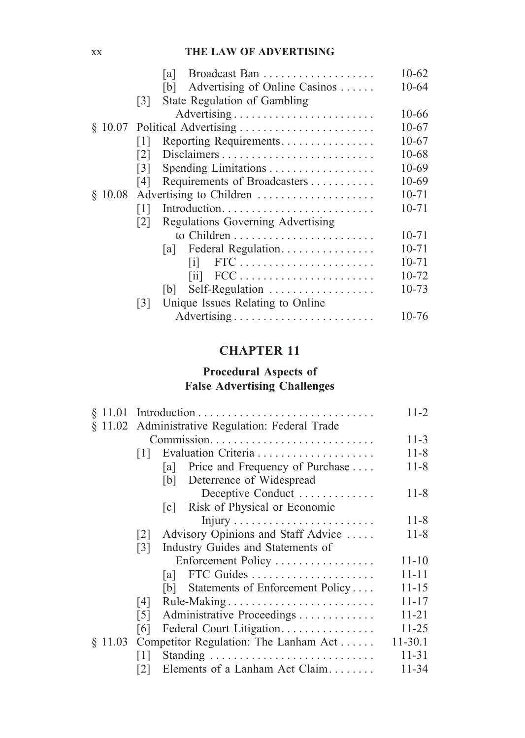| | | |
|---|---|---|
| | [a] Broadcast Ban | 10-62 |
| | [b] Advertising of Online Casinos | 10-64 |
| | [3] State Regulation of Gambling Advertising | 10-66 |
| § 10.07 | Political Advertising | 10-67 |
| | [1] Reporting Requirements | 10-67 |
| | [2] Disclaimers | 10-68 |
| | [3] Spending Limitations | 10-69 |
| | [4] Requirements of Broadcasters | 10-69 |
| § 10.08 | Advertising to Children | 10-71 |
| | [1] Introduction | 10-71 |
| | [2] Regulations Governing Advertising to Children | 10-71 |
| | [a] Federal Regulation | 10-71 |
| | [i] FTC | 10-71 |
| | [ii] FCC | 10-72 |
| | [b] Self-Regulation | 10-73 |
| | [3] Unique Issues Relating to Online Advertising | 10-76 |

## CHAPTER 11

### Procedural Aspects of False Advertising Challenges

| | | |
|---|---|---|
| § 11.01 | Introduction | 11-2 |
| § 11.02 | Administrative Regulation: Federal Trade Commission | 11-3 |
| | [1] Evaluation Criteria | 11-8 |
| | [a] Price and Frequency of Purchase | 11-8 |
| | [b] Deterrence of Widespread Deceptive Conduct | 11-8 |
| | [c] Risk of Physical or Economic Injury | 11-8 |
| | [2] Advisory Opinions and Staff Advice | 11-8 |
| | [3] Industry Guides and Statements of Enforcement Policy | 11-10 |
| | [a] FTC Guides | 11-11 |
| | [b] Statements of Enforcement Policy | 11-15 |
| | [4] Rule-Making | 11-17 |
| | [5] Administrative Proceedings | 11-21 |
| | [6] Federal Court Litigation | 11-25 |
| § 11.03 | Competitor Regulation: The Lanham Act | 11-30.1 |
| | [1] Standing | 11-31 |
| | [2] Elements of a Lanham Act Claim | 11-34 |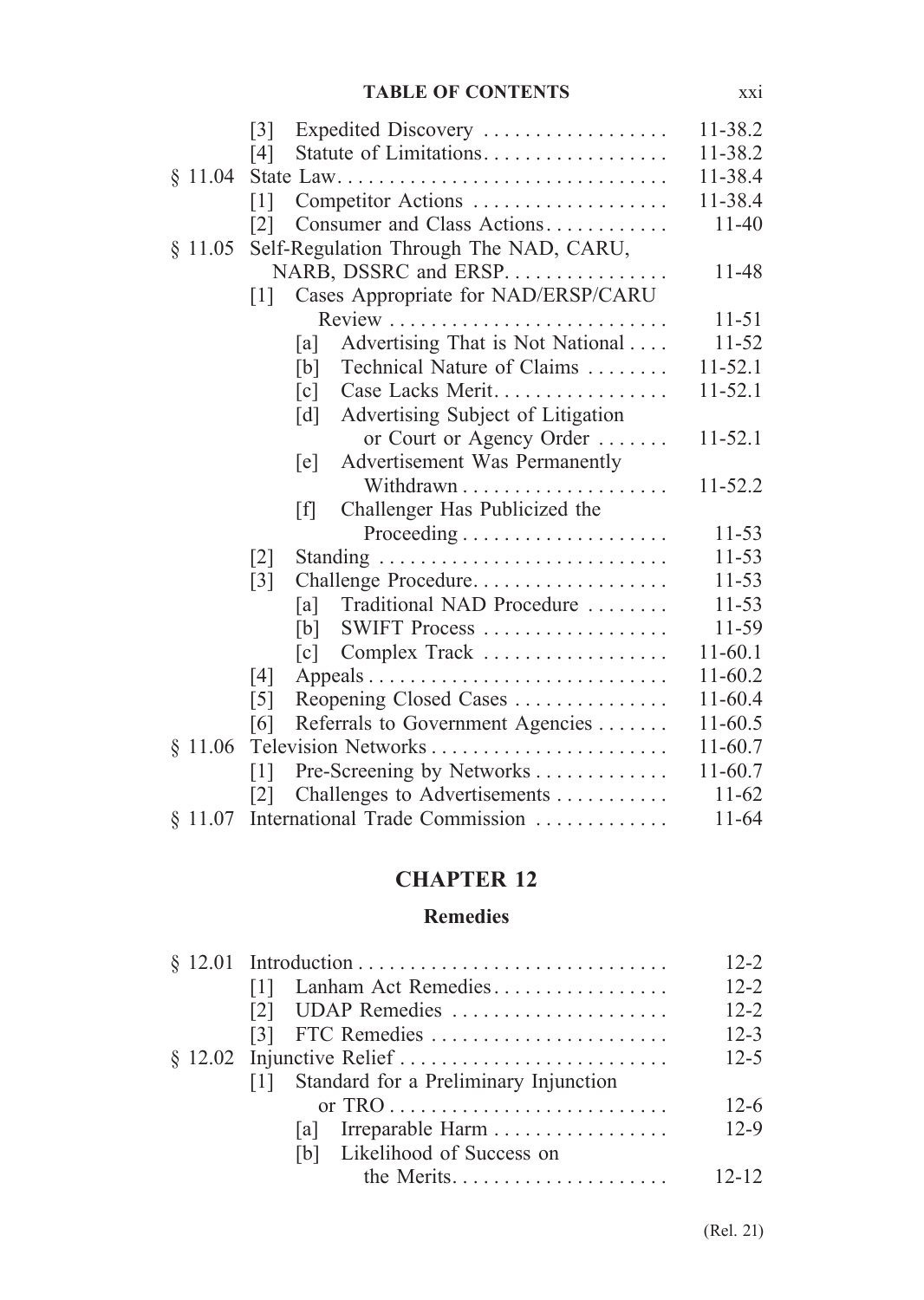| | | |
|---|---|---|
| | [3] Expedited Discovery | 11-38.2 |
| | [4] Statute of Limitations | 11-38.2 |
| § 11.04 | State Law | 11-38.4 |
| | [1] Competitor Actions | 11-38.4 |
| | [2] Consumer and Class Actions | 11-40 |
| § 11.05 | Self-Regulation Through The NAD, CARU, NARB, DSSRC and ERSP | 11-48 |
| | [1] Cases Appropriate for NAD/ERSP/CARU Review | 11-51 |
| | [a] Advertising That is Not National | 11-52 |
| | [b] Technical Nature of Claims | 11-52.1 |
| | [c] Case Lacks Merit | 11-52.1 |
| | [d] Advertising Subject of Litigation or Court or Agency Order | 11-52.1 |
| | [e] Advertisement Was Permanently Withdrawn | 11-52.2 |
| | [f] Challenger Has Publicized the Proceeding | 11-53 |
| | [2] Standing | 11-53 |
| | [3] Challenge Procedure | 11-53 |
| | [a] Traditional NAD Procedure | 11-53 |
| | [b] SWIFT Process | 11-59 |
| | [c] Complex Track | 11-60.1 |
| | [4] Appeals | 11-60.2 |
| | [5] Reopening Closed Cases | 11-60.4 |
| | [6] Referrals to Government Agencies | 11-60.5 |
| § 11.06 | Television Networks | 11-60.7 |
| | [1] Pre-Screening by Networks | 11-60.7 |
| | [2] Challenges to Advertisements | 11-62 |
| § 11.07 | International Trade Commission | 11-64 |

## CHAPTER 12

### Remedies

| | | |
|---|---|---|
| § 12.01 | Introduction | 12-2 |
| | [1] Lanham Act Remedies | 12-2 |
| | [2] UDAP Remedies | 12-2 |
| | [3] FTC Remedies | 12-3 |
| § 12.02 | Injunctive Relief | 12-5 |
| | [1] Standard for a Preliminary Injunction or TRO | 12-6 |
| | [a] Irreparable Harm | 12-9 |
| | [b] Likelihood of Success on the Merits | 12-12 |

(Rel. 21)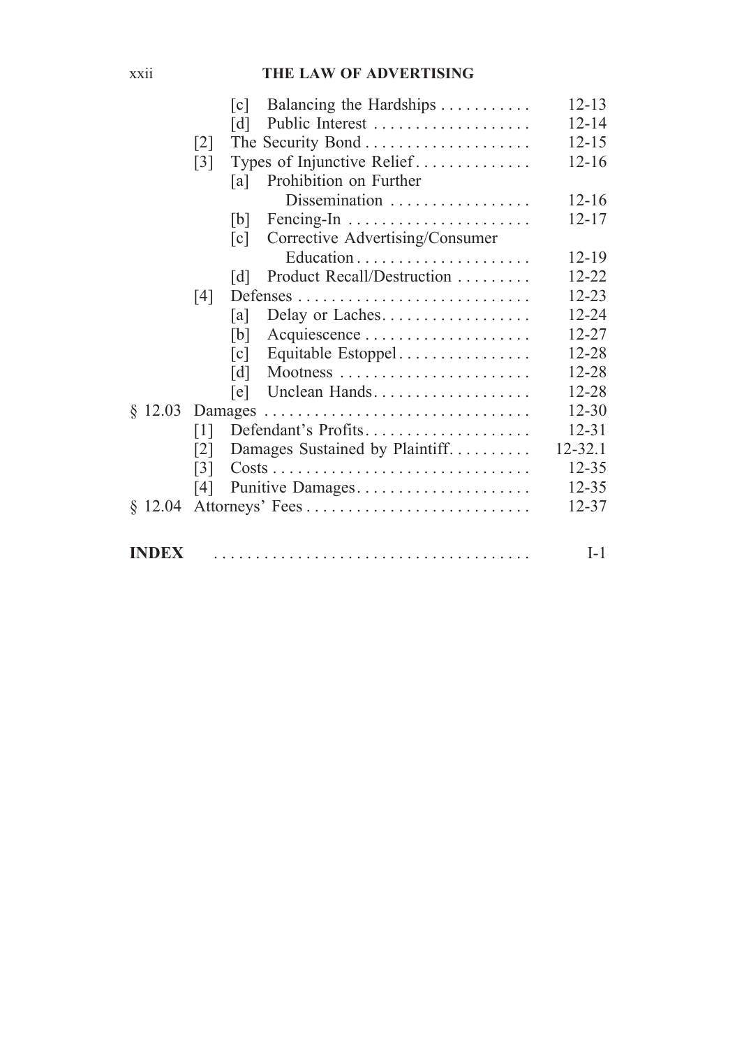| | | | |
|---|---|---|---|
| | | [c] Balancing the Hardships | 12-13 |
| | | [d] Public Interest | 12-14 |
| | [2] | The Security Bond | 12-15 |
| | [3] | Types of Injunctive Relief | 12-16 |
| | | [a] Prohibition on Further Dissemination | 12-16 |
| | | [b] Fencing-In | 12-17 |
| | | [c] Corrective Advertising/Consumer Education | 12-19 |
| | | [d] Product Recall/Destruction | 12-22 |
| | [4] | Defenses | 12-23 |
| | | [a] Delay or Laches | 12-24 |
| | | [b] Acquiescence | 12-27 |
| | | [c] Equitable Estoppel | 12-28 |
| | | [d] Mootness | 12-28 |
| | | [e] Unclean Hands | 12-28 |
| § 12.03 | Damages | | 12-30 |
| | [1] | Defendant's Profits | 12-31 |
| | [2] | Damages Sustained by Plaintiff | 12-32.1 |
| | [3] | Costs | 12-35 |
| | [4] | Punitive Damages | 12-35 |
| § 12.04 | Attorneys' Fees | | 12-37 |

**INDEX** . . . . . . . . . . . . . . . . . . . . . . . . . . . . . . . . . . . . . I-1